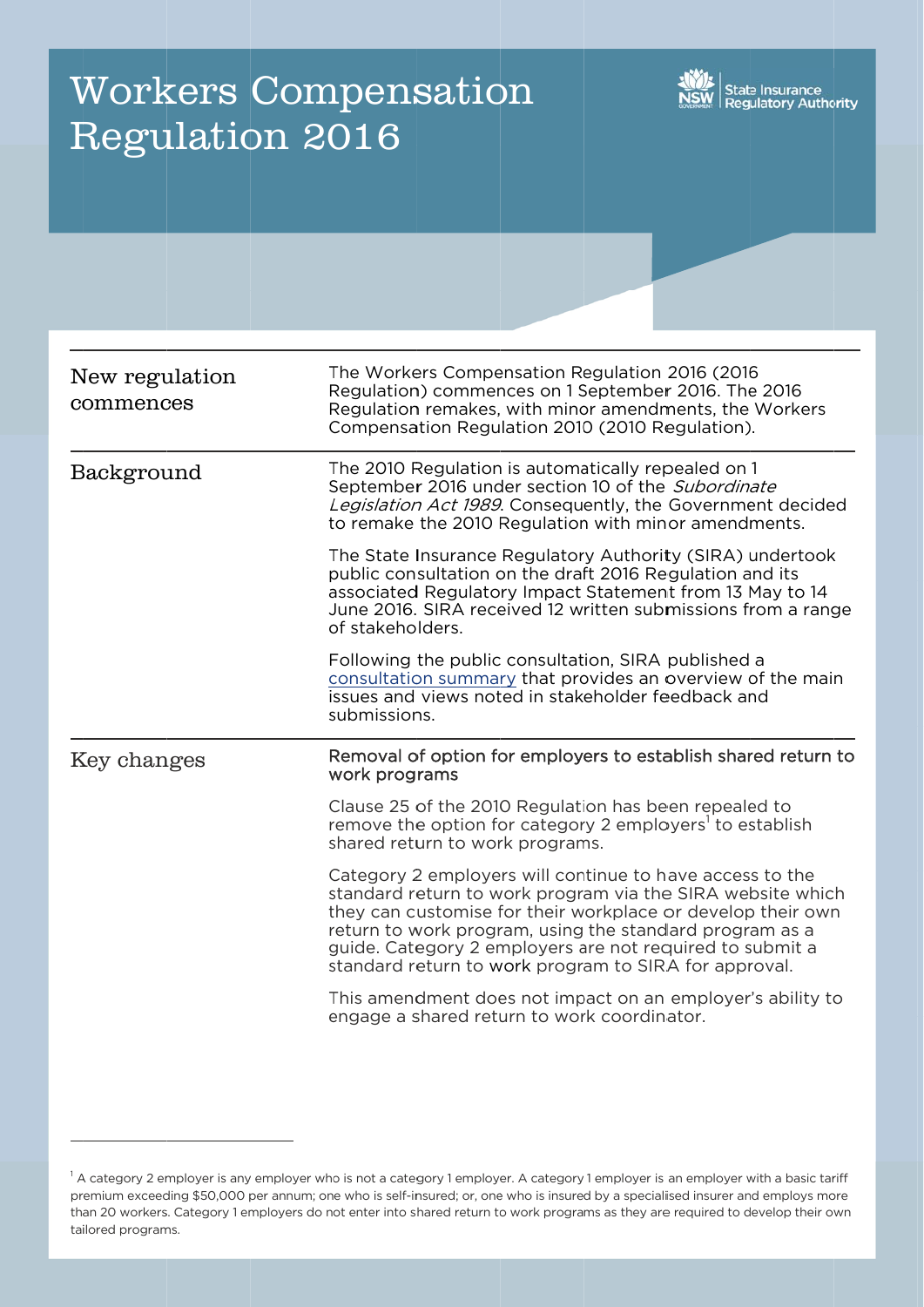# Workers Compensation Regulation 2016

State Insurance Regulatory Authority

## New regulation commences

The Workers Compensation Regulation 2016 (2016 Regulation) commences on 1 September 2016. The 2016 Regulation remakes, with minor amendments, the Workers Compensation Regulation 2010 (2010 Regulation).

## Background

The 2010 Regulation is automatically repealed on 1 September 2016 under section 10 of the *Subordinate Legislation Act 1989*. Consequently, the Government decided to remake the 2010 Regulation with minor amendments.

The State Insurance Regulatory Authority (SIRA) undertook public consultation on the draft 2016 Regulation and its associated Regulatory Impact Statement from 13 May to 14 June 2016. SIRA received 12 written submissions from a range of stakeholders.

Following the public consultation, SIRA published a consultation summary that provides an overview of the main issues and views noted in stakeholder feedback and submissions.

## Key changes

### Removal of option for employers to establish shared return to work programs

Clause 25 of the 2010 Regulation has been repealed to remove the option for category 2 employers[1] to establish shared return to work programs.

Category 2 employers will continue to have access to the standard return to work program via the SIRA website which they can customise for their workplace or develop their own return to work program, using the standard program as a guide. Category 2 employers are not required to submit a standard return to work program to SIRA for approval.

This amendment does not impact on an employer's ability to engage a shared return to work coordinator.

---

[1] A category 2 employer is any employer who is not a category 1 employer. A category 1 employer is an employer with a basic tariff premium exceeding $50,000 per annum; one who is self-insured; or, one who is insured by a specialised insurer and employs more than 20 workers. Category 1 employers do not enter into shared return to work programs as they are required to develop their own tailored programs.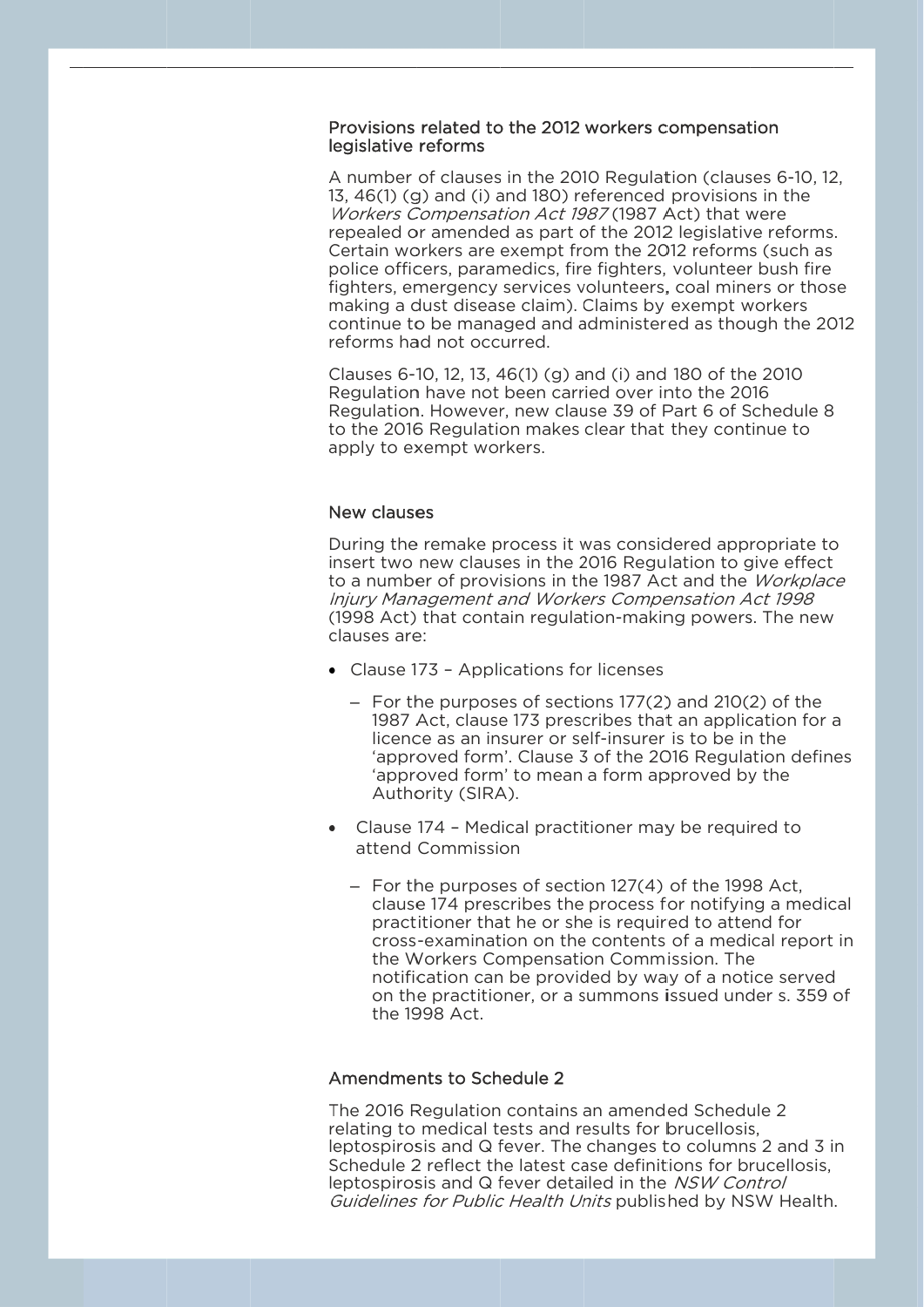## Provisions related to the 2012 workers compensation legislative reforms

A number of clauses in the 2010 Regulation (clauses 6-10, 12, 13, 46(1) (g) and (i) and 180) referenced provisions in the *Workers Compensation Act 1987* (1987 Act) that were repealed or amended as part of the 2012 legislative reforms. Certain workers are exempt from the 2012 reforms (such as police officers, paramedics, fire fighters, volunteer bush fire fighters, emergency services volunteers, coal miners or those making a dust disease claim). Claims by exempt workers continue to be managed and administered as though the 2012 reforms had not occurred.

Clauses 6-10, 12, 13, 46(1) (g) and (i) and 180 of the 2010 Regulation have not been carried over into the 2016 Regulation. However, new clause 39 of Part 6 of Schedule 8 to the 2016 Regulation makes clear that they continue to apply to exempt workers.

## New clauses

During the remake process it was considered appropriate to insert two new clauses in the 2016 Regulation to give effect to a number of provisions in the 1987 Act and the *Workplace Injury Management and Workers Compensation Act 1998* (1998 Act) that contain regulation-making powers. The new clauses are:

- Clause 173 – Applications for licenses
  - For the purposes of sections 177(2) and 210(2) of the 1987 Act, clause 173 prescribes that an application for a licence as an insurer or self-insurer is to be in the 'approved form'. Clause 3 of the 2016 Regulation defines 'approved form' to mean a form approved by the Authority (SIRA).
- Clause 174 – Medical practitioner may be required to attend Commission
  - For the purposes of section 127(4) of the 1998 Act, clause 174 prescribes the process for notifying a medical practitioner that he or she is required to attend for cross-examination on the contents of a medical report in the Workers Compensation Commission. The notification can be provided by way of a notice served on the practitioner, or a summons issued under s. 359 of the 1998 Act.

## Amendments to Schedule 2

The 2016 Regulation contains an amended Schedule 2 relating to medical tests and results for brucellosis, leptospirosis and Q fever. The changes to columns 2 and 3 in Schedule 2 reflect the latest case definitions for brucellosis, leptospirosis and Q fever detailed in the *NSW Control Guidelines for Public Health Units* published by NSW Health.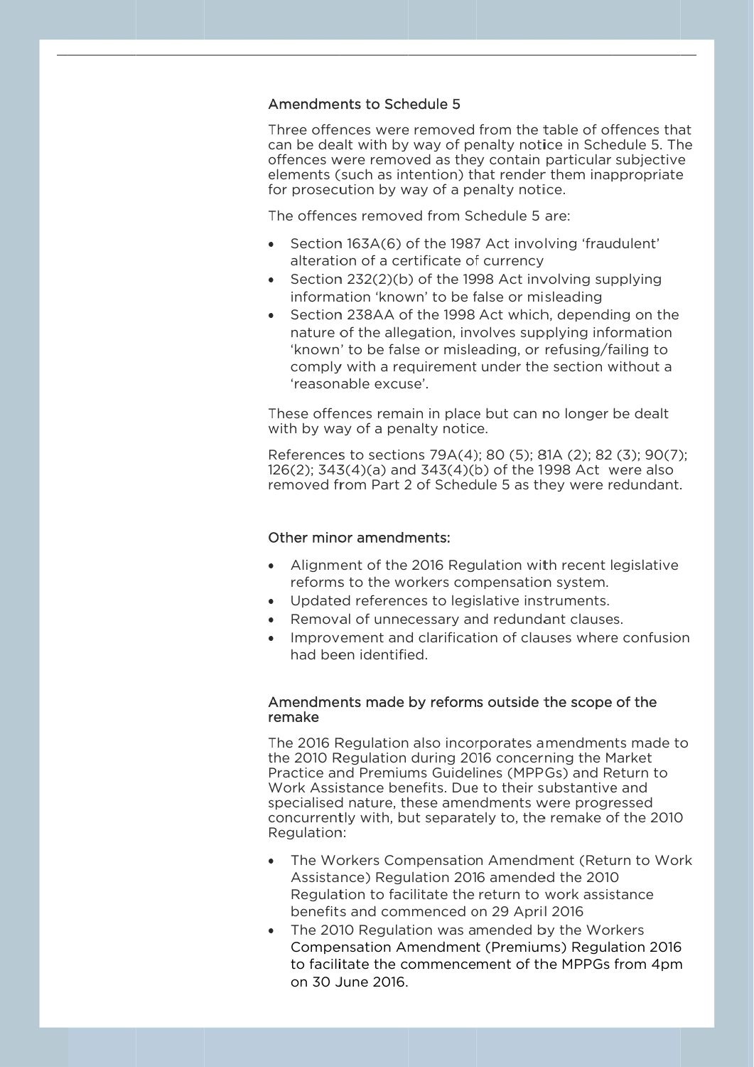## Amendments to Schedule 5

Three offences were removed from the table of offences that can be dealt with by way of penalty notice in Schedule 5. The offences were removed as they contain particular subjective elements (such as intention) that render them inappropriate for prosecution by way of a penalty notice.

The offences removed from Schedule 5 are:

- Section 163A(6) of the 1987 Act involving 'fraudulent' alteration of a certificate of currency
- Section 232(2)(b) of the 1998 Act involving supplying information 'known' to be false or misleading
- Section 238AA of the 1998 Act which, depending on the nature of the allegation, involves supplying information 'known' to be false or misleading, or refusing/failing to comply with a requirement under the section without a 'reasonable excuse'.

These offences remain in place but can no longer be dealt with by way of a penalty notice.

References to sections 79A(4); 80 (5); 81A (2); 82 (3); 90(7); 126(2); 343(4)(a) and 343(4)(b) of the 1998 Act were also removed from Part 2 of Schedule 5 as they were redundant.

## Other minor amendments:

- Alignment of the 2016 Regulation with recent legislative reforms to the workers compensation system.
- Updated references to legislative instruments.
- Removal of unnecessary and redundant clauses.
- Improvement and clarification of clauses where confusion had been identified.

## Amendments made by reforms outside the scope of the remake

The 2016 Regulation also incorporates amendments made to the 2010 Regulation during 2016 concerning the Market Practice and Premiums Guidelines (MPPGs) and Return to Work Assistance benefits. Due to their substantive and specialised nature, these amendments were progressed concurrently with, but separately to, the remake of the 2010 Regulation:

- The Workers Compensation Amendment (Return to Work Assistance) Regulation 2016 amended the 2010 Regulation to facilitate the return to work assistance benefits and commenced on 29 April 2016
- The 2010 Regulation was amended by the Workers Compensation Amendment (Premiums) Regulation 2016 to facilitate the commencement of the MPPGs from 4pm on 30 June 2016.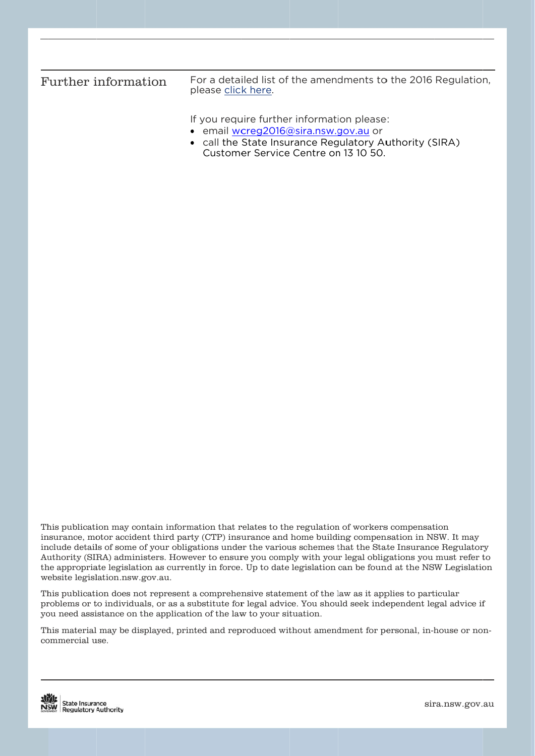## Further information

For a detailed list of the amendments to the 2016 Regulation, please click here.

If you require further information please:

- email wcreg2016@sira.nsw.gov.au or
- call the State Insurance Regulatory Authority (SIRA) Customer Service Centre on 13 10 50.

This publication may contain information that relates to the regulation of workers compensation insurance, motor accident third party (CTP) insurance and home building compensation in NSW. It may include details of some of your obligations under the various schemes that the State Insurance Regulatory Authority (SIRA) administers. However to ensure you comply with your legal obligations you must refer to the appropriate legislation as currently in force. Up to date legislation can be found at the NSW Legislation website legislation.nsw.gov.au.

This publication does not represent a comprehensive statement of the law as it applies to particular problems or to individuals, or as a substitute for legal advice. You should seek independent legal advice if you need assistance on the application of the law to your situation.

This material may be displayed, printed and reproduced without amendment for personal, in-house or non-commercial use.

NSW Government | State Insurance Regulatory Authority

sira.nsw.gov.au